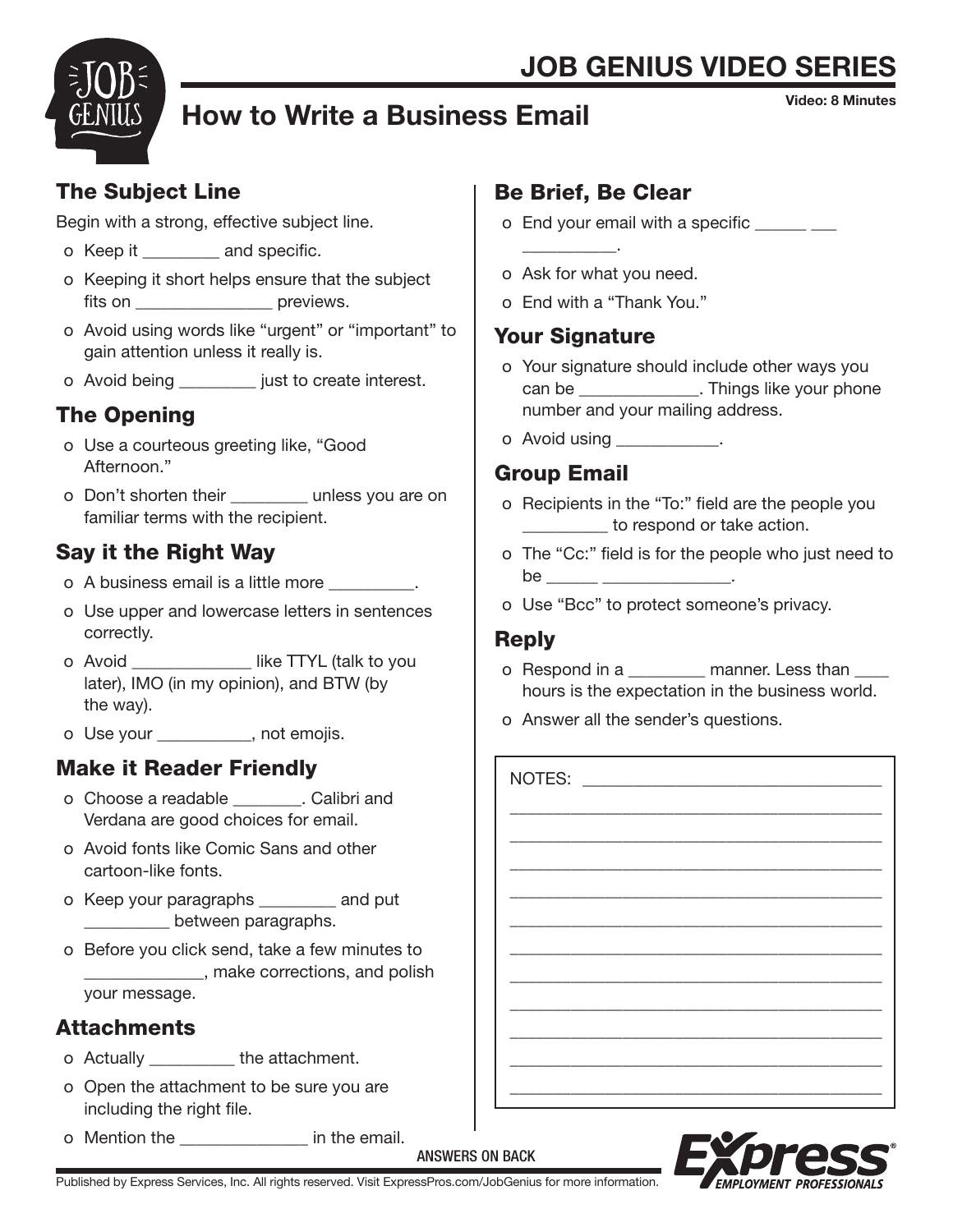# JOB GENIUS VIDEO SERIES

## How to Write a Business Email

Video: 8 Minutes

### The Subject Line

Begin with a strong, effective subject line.

- Keep it ________ and specific.
- Keeping it short helps ensure that the subject fits on _______________ previews.
- Avoid using words like "urgent" or "important" to gain attention unless it really is.
- Avoid being ________ just to create interest.

### The Opening

- Use a courteous greeting like, "Good Afternoon."
- Don't shorten their ________ unless you are on familiar terms with the recipient.

### Say it the Right Way

- A business email is a little more _________.
- Use upper and lowercase letters in sentences correctly.
- Avoid _____________ like TTYL (talk to you later), IMO (in my opinion), and BTW (by the way).
- Use your __________, not emojis.

### Make it Reader Friendly

- Choose a readable ________. Calibri and Verdana are good choices for email.
- Avoid fonts like Comic Sans and other cartoon-like fonts.
- Keep your paragraphs ________ and put _________ between paragraphs.
- Before you click send, take a few minutes to _____________, make corrections, and polish your message.

### Attachments

- Actually _________ the attachment.
- Open the attachment to be sure you are including the right file.
- Mention the ______________ in the email.

### Be Brief, Be Clear

- End your email with a specific ______ ___ __________.
- Ask for what you need.
- End with a "Thank You."

### Your Signature

- Your signature should include other ways you can be _____________. Things like your phone number and your mailing address.
- Avoid using ___________.

### Group Email

- Recipients in the "To:" field are the people you _________ to respond or take action.
- The "Cc:" field is for the people who just need to be ______ ______________.
- Use "Bcc" to protect someone's privacy.

### Reply

- Respond in a ________ manner. Less than ____ hours is the expectation in the business world.
- Answer all the sender's questions.

NOTES: ________________________________

________________________________________

________________________________________

________________________________________

________________________________________

________________________________________

________________________________________

________________________________________

________________________________________

________________________________________

________________________________________

________________________________________

ANSWERS ON BACK

Published by Express Services, Inc. All rights reserved. Visit ExpressPros.com/JobGenius for more information.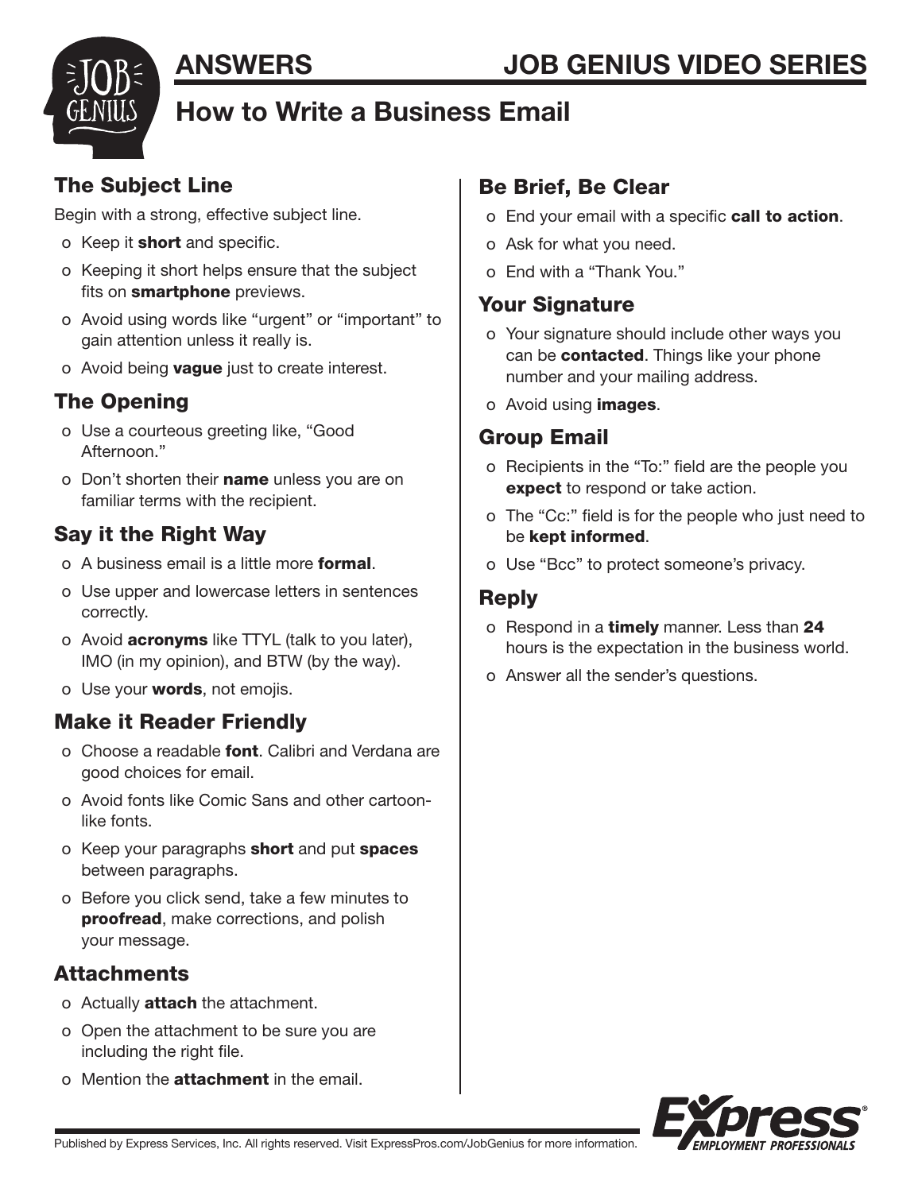# ANSWERS — JOB GENIUS VIDEO SERIES

## How to Write a Business Email

### The Subject Line

Begin with a strong, effective subject line.

- Keep it **short** and specific.
- Keeping it short helps ensure that the subject fits on **smartphone** previews.
- Avoid using words like "urgent" or "important" to gain attention unless it really is.
- Avoid being **vague** just to create interest.

### The Opening

- Use a courteous greeting like, "Good Afternoon."
- Don't shorten their **name** unless you are on familiar terms with the recipient.

### Say it the Right Way

- A business email is a little more **formal**.
- Use upper and lowercase letters in sentences correctly.
- Avoid **acronyms** like TTYL (talk to you later), IMO (in my opinion), and BTW (by the way).
- Use your **words**, not emojis.

### Make it Reader Friendly

- Choose a readable **font**. Calibri and Verdana are good choices for email.
- Avoid fonts like Comic Sans and other cartoon-like fonts.
- Keep your paragraphs **short** and put **spaces** between paragraphs.
- Before you click send, take a few minutes to **proofread**, make corrections, and polish your message.

### Attachments

- Actually **attach** the attachment.
- Open the attachment to be sure you are including the right file.
- Mention the **attachment** in the email.

### Be Brief, Be Clear

- End your email with a specific **call to action**.
- Ask for what you need.
- End with a "Thank You."

### Your Signature

- Your signature should include other ways you can be **contacted**. Things like your phone number and your mailing address.
- Avoid using **images**.

### Group Email

- Recipients in the "To:" field are the people you **expect** to respond or take action.
- The "Cc:" field is for the people who just need to be **kept informed**.
- Use "Bcc" to protect someone's privacy.

### Reply

- Respond in a **timely** manner. Less than **24** hours is the expectation in the business world.
- Answer all the sender's questions.

Published by Express Services, Inc. All rights reserved. Visit ExpressPros.com/JobGenius for more information.